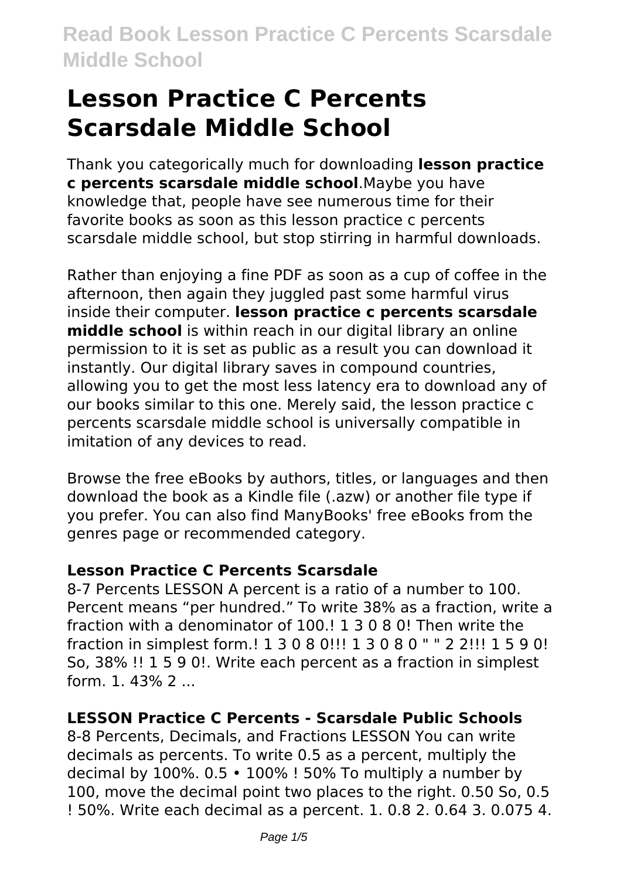# Lesson Practice C Percents Scarsdale Middle School

Thank you categorically much for downloading **lesson practice c percents scarsdale middle school**.Maybe you have knowledge that, people have see numerous time for their favorite books as soon as this lesson practice c percents scarsdale middle school, but stop stirring in harmful downloads.

Rather than enjoying a fine PDF as soon as a cup of coffee in the afternoon, then again they juggled past some harmful virus inside their computer. **lesson practice c percents scarsdale middle school** is within reach in our digital library an online permission to it is set as public as a result you can download it instantly. Our digital library saves in compound countries, allowing you to get the most less latency era to download any of our books similar to this one. Merely said, the lesson practice c percents scarsdale middle school is universally compatible in imitation of any devices to read.

Browse the free eBooks by authors, titles, or languages and then download the book as a Kindle file (.azw) or another file type if you prefer. You can also find ManyBooks' free eBooks from the genres page or recommended category.

### Lesson Practice C Percents Scarsdale

8-7 Percents LESSON A percent is a ratio of a number to 100. Percent means "per hundred." To write 38% as a fraction, write a fraction with a denominator of 100.! 1 3 0 8 0! Then write the fraction in simplest form.! 1 3 0 8 0!!! 1 3 0 8 0 " " 2 2!!! 1 5 9 0! So, 38% !! 1 5 9 0!. Write each percent as a fraction in simplest form. 1. 43% 2 ...

### LESSON Practice C Percents - Scarsdale Public Schools

8-8 Percents, Decimals, and Fractions LESSON You can write decimals as percents. To write 0.5 as a percent, multiply the decimal by 100%. 0.5 • 100% ! 50% To multiply a number by 100, move the decimal point two places to the right. 0.50 So, 0.5 ! 50%. Write each decimal as a percent. 1. 0.8 2. 0.64 3. 0.075 4.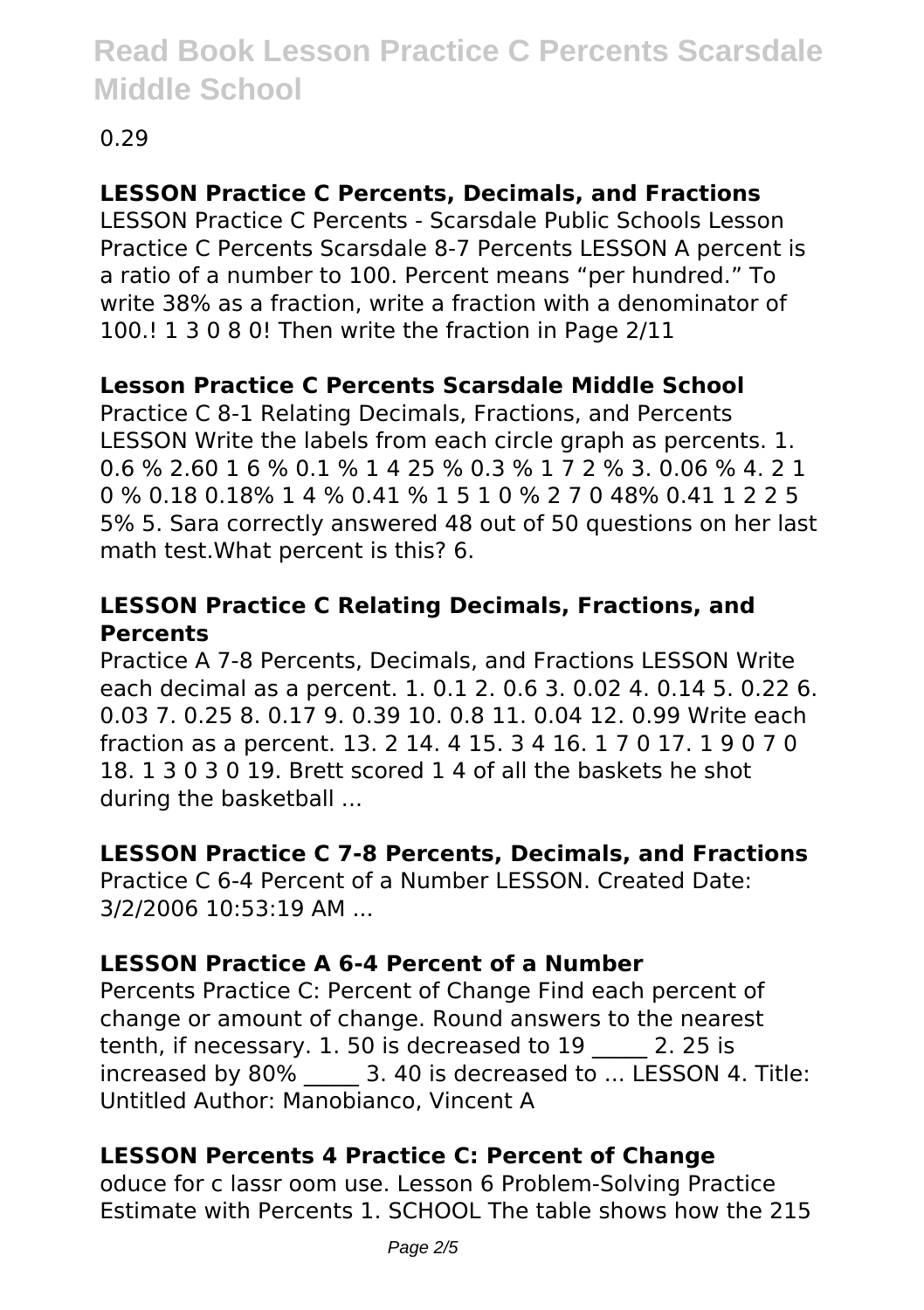0.29

### LESSON Practice C Percents, Decimals, and Fractions

LESSON Practice C Percents - Scarsdale Public Schools Lesson Practice C Percents Scarsdale 8-7 Percents LESSON A percent is a ratio of a number to 100. Percent means “per hundred.” To write 38% as a fraction, write a fraction with a denominator of 100.! 1 3 0 8 0! Then write the fraction in Page 2/11

### Lesson Practice C Percents Scarsdale Middle School

Practice C 8-1 Relating Decimals, Fractions, and Percents LESSON Write the labels from each circle graph as percents. 1. 0.6 % 2.60 1 6 % 0.1 % 1 4 25 % 0.3 % 1 7 2 % 3. 0.06 % 4. 2 1 0 % 0.18 0.18% 1 4 % 0.41 % 1 5 1 0 % 2 7 0 48% 0.41 1 2 2 5 5% 5. Sara correctly answered 48 out of 50 questions on her last math test.What percent is this? 6.

### LESSON Practice C Relating Decimals, Fractions, and Percents

Practice A 7-8 Percents, Decimals, and Fractions LESSON Write each decimal as a percent. 1. 0.1 2. 0.6 3. 0.02 4. 0.14 5. 0.22 6. 0.03 7. 0.25 8. 0.17 9. 0.39 10. 0.8 11. 0.04 12. 0.99 Write each fraction as a percent. 13. 2 14. 4 15. 3 4 16. 1 7 0 17. 1 9 0 7 0 18. 1 3 0 3 0 19. Brett scored 1 4 of all the baskets he shot during the basketball ...

### LESSON Practice C 7-8 Percents, Decimals, and Fractions

Practice C 6-4 Percent of a Number LESSON. Created Date: 3/2/2006 10:53:19 AM ...

### LESSON Practice A 6-4 Percent of a Number

Percents Practice C: Percent of Change Find each percent of change or amount of change. Round answers to the nearest tenth, if necessary. 1. 50 is decreased to 19 _____ 2. 25 is increased by 80% _____ 3. 40 is decreased to ... LESSON 4. Title: Untitled Author: Manobianco, Vincent A

### LESSON Percents 4 Practice C: Percent of Change

oduce for c lassr oom use. Lesson 6 Problem-Solving Practice Estimate with Percents 1. SCHOOL The table shows how the 215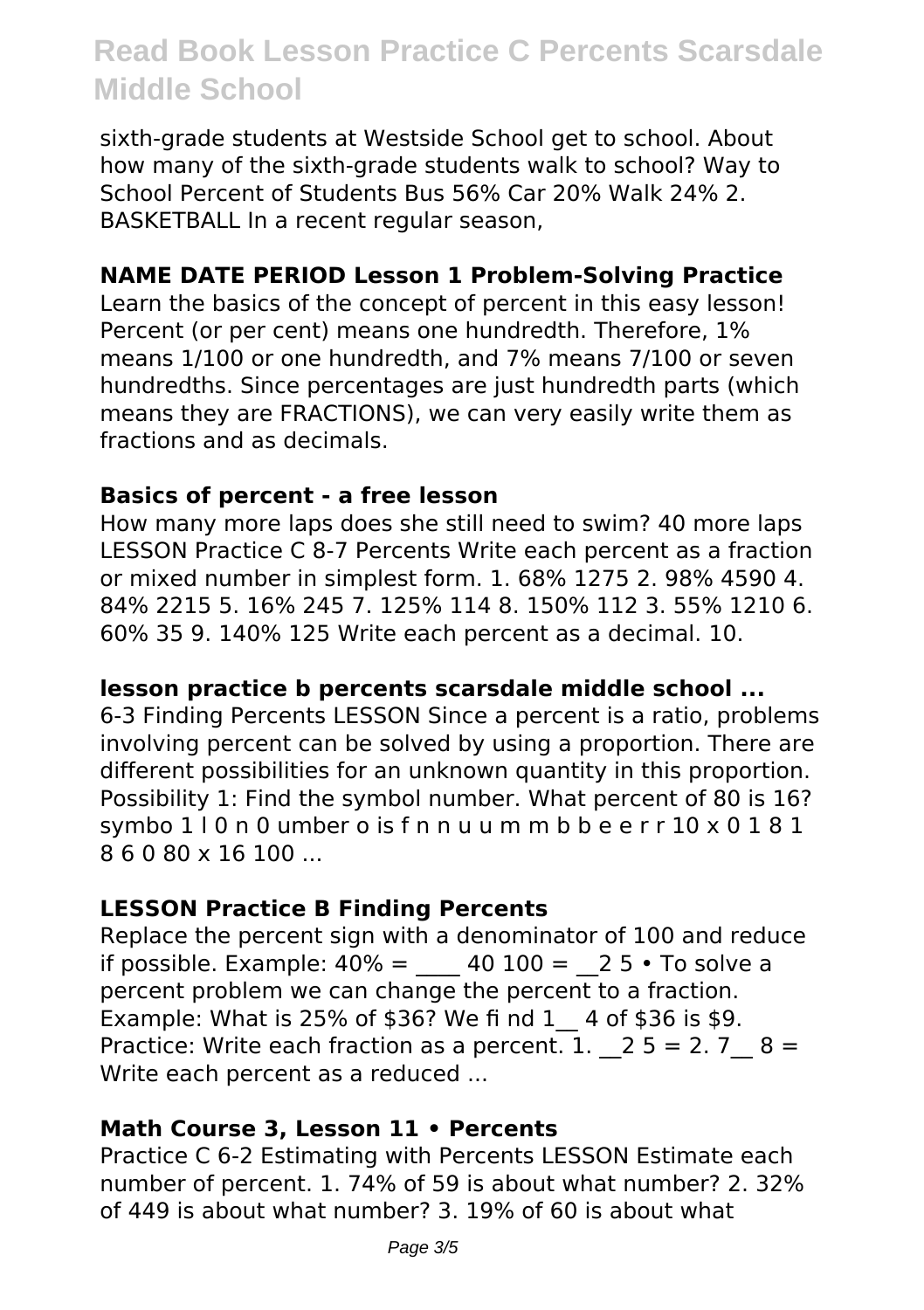sixth-grade students at Westside School get to school. About how many of the sixth-grade students walk to school? Way to School Percent of Students Bus 56% Car 20% Walk 24% 2. BASKETBALL In a recent regular season,

### NAME DATE PERIOD Lesson 1 Problem-Solving Practice

Learn the basics of the concept of percent in this easy lesson! Percent (or per cent) means one hundredth. Therefore, 1% means 1/100 or one hundredth, and 7% means 7/100 or seven hundredths. Since percentages are just hundredth parts (which means they are FRACTIONS), we can very easily write them as fractions and as decimals.

### Basics of percent - a free lesson

How many more laps does she still need to swim? 40 more laps LESSON Practice C 8-7 Percents Write each percent as a fraction or mixed number in simplest form. 1. 68% 1275 2. 98% 4590 4. 84% 2215 5. 16% 245 7. 125% 114 8. 150% 112 3. 55% 1210 6. 60% 35 9. 140% 125 Write each percent as a decimal. 10.

### lesson practice b percents scarsdale middle school ...

6-3 Finding Percents LESSON Since a percent is a ratio, problems involving percent can be solved by using a proportion. There are different possibilities for an unknown quantity in this proportion. Possibility 1: Find the symbol number. What percent of 80 is 16? symbo 1 l 0 n 0 umber o is f n n u u m m b b e e r r 10 x 0 1 8 1 8 6 0 80 x 16 100 ...

### LESSON Practice B Finding Percents

Replace the percent sign with a denominator of 100 and reduce if possible. Example: 40% = ____ 40 100 = __2 5 • To solve a percent problem we can change the percent to a fraction. Example: What is 25% of $36? We fi nd 1__ 4 of $36 is $9. Practice: Write each fraction as a percent. 1. __2 5 = 2. 7__ 8 = Write each percent as a reduced ...

### Math Course 3, Lesson 11 • Percents

Practice C 6-2 Estimating with Percents LESSON Estimate each number of percent. 1. 74% of 59 is about what number? 2. 32% of 449 is about what number? 3. 19% of 60 is about what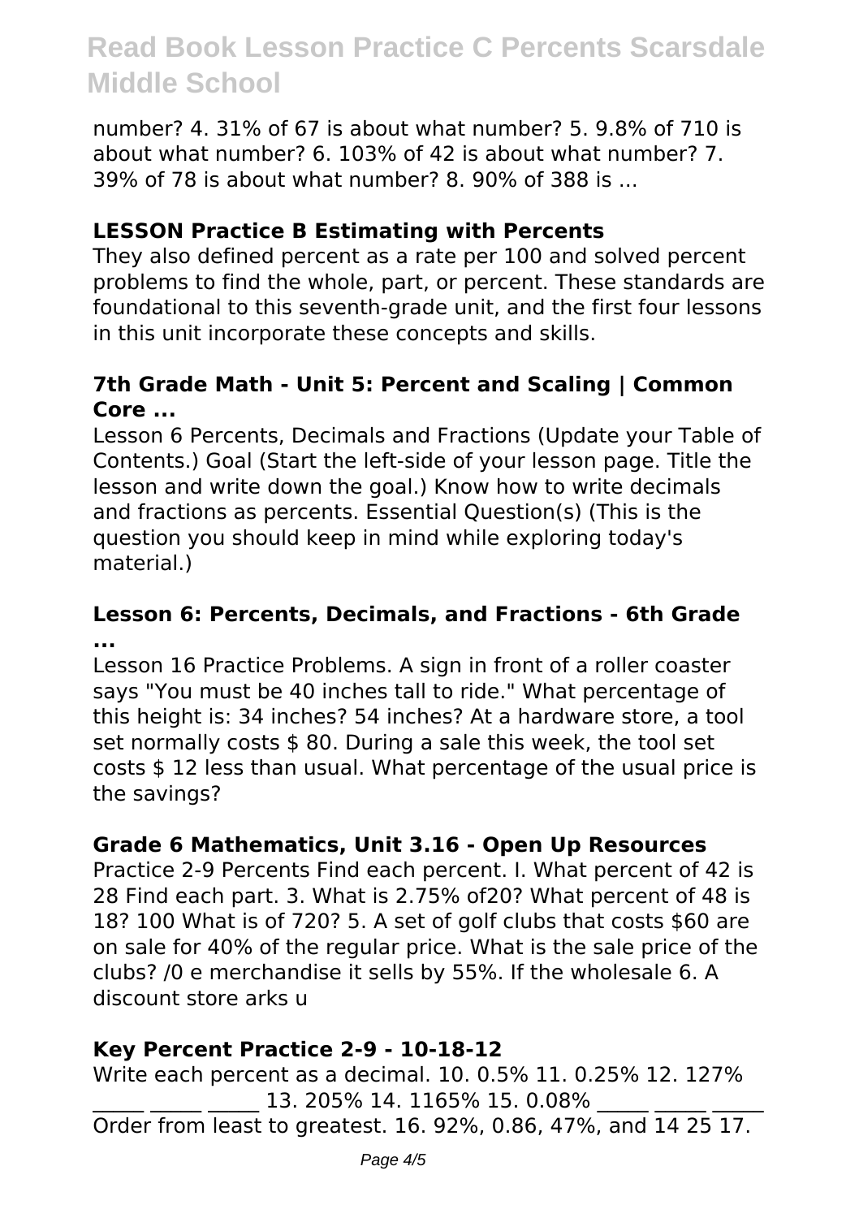number? 4. 31% of 67 is about what number? 5. 9.8% of 710 is about what number? 6. 103% of 42 is about what number? 7. 39% of 78 is about what number? 8. 90% of 388 is ...

### LESSON Practice B Estimating with Percents

They also defined percent as a rate per 100 and solved percent problems to find the whole, part, or percent. These standards are foundational to this seventh-grade unit, and the first four lessons in this unit incorporate these concepts and skills.

### 7th Grade Math - Unit 5: Percent and Scaling | Common Core ...

Lesson 6 Percents, Decimals and Fractions (Update your Table of Contents.) Goal (Start the left-side of your lesson page. Title the lesson and write down the goal.) Know how to write decimals and fractions as percents. Essential Question(s) (This is the question you should keep in mind while exploring today's material.)

### Lesson 6: Percents, Decimals, and Fractions - 6th Grade ...

Lesson 16 Practice Problems. A sign in front of a roller coaster says "You must be 40 inches tall to ride." What percentage of this height is: 34 inches? 54 inches? At a hardware store, a tool set normally costs $ 80. During a sale this week, the tool set costs $ 12 less than usual. What percentage of the usual price is the savings?

### Grade 6 Mathematics, Unit 3.16 - Open Up Resources

Practice 2-9 Percents Find each percent. I. What percent of 42 is 28 Find each part. 3. What is 2.75% of20? What percent of 48 is 18? 100 What is of 720? 5. A set of golf clubs that costs $60 are on sale for 40% of the regular price. What is the sale price of the clubs? /0 e merchandise it sells by 55%. If the wholesale 6. A discount store arks u

### Key Percent Practice 2-9 - 10-18-12

Write each percent as a decimal. 10. 0.5% 11. 0.25% 12. 127% _____ _____ _____ 13. 205% 14. 1165% 15. 0.08% _____ _____ _____ Order from least to greatest. 16. 92%, 0.86, 47%, and 14 25 17.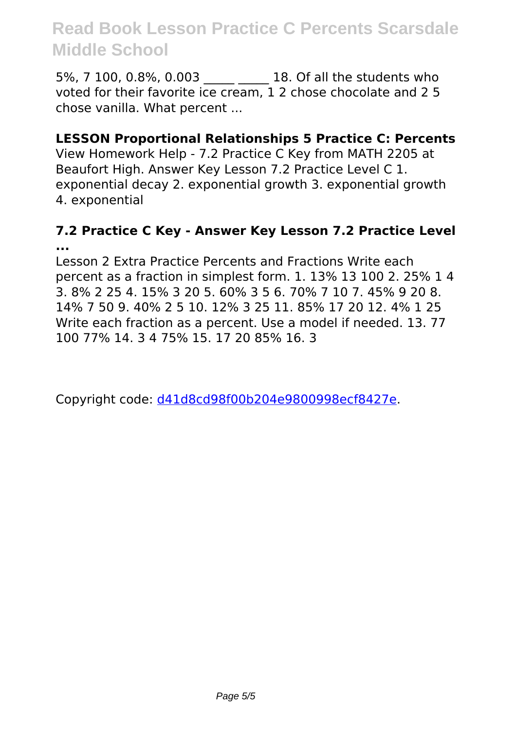5%, 7 100, 0.8%, 0.003 _____ _____ 18. Of all the students who voted for their favorite ice cream, 1 2 chose chocolate and 2 5 chose vanilla. What percent ...

**LESSON Proportional Relationships 5 Practice C: Percents**

View Homework Help - 7.2 Practice C Key from MATH 2205 at Beaufort High. Answer Key Lesson 7.2 Practice Level C 1. exponential decay 2. exponential growth 3. exponential growth 4. exponential

**7.2 Practice C Key - Answer Key Lesson 7.2 Practice Level ...**

Lesson 2 Extra Practice Percents and Fractions Write each percent as a fraction in simplest form. 1. 13% 13 100 2. 25% 1 4 3. 8% 2 25 4. 15% 3 20 5. 60% 3 5 6. 70% 7 10 7. 45% 9 20 8. 14% 7 50 9. 40% 2 5 10. 12% 3 25 11. 85% 17 20 12. 4% 1 25 Write each fraction as a percent. Use a model if needed. 13. 77 100 77% 14. 3 4 75% 15. 17 20 85% 16. 3

Copyright code: d41d8cd98f00b204e9800998ecf8427e.